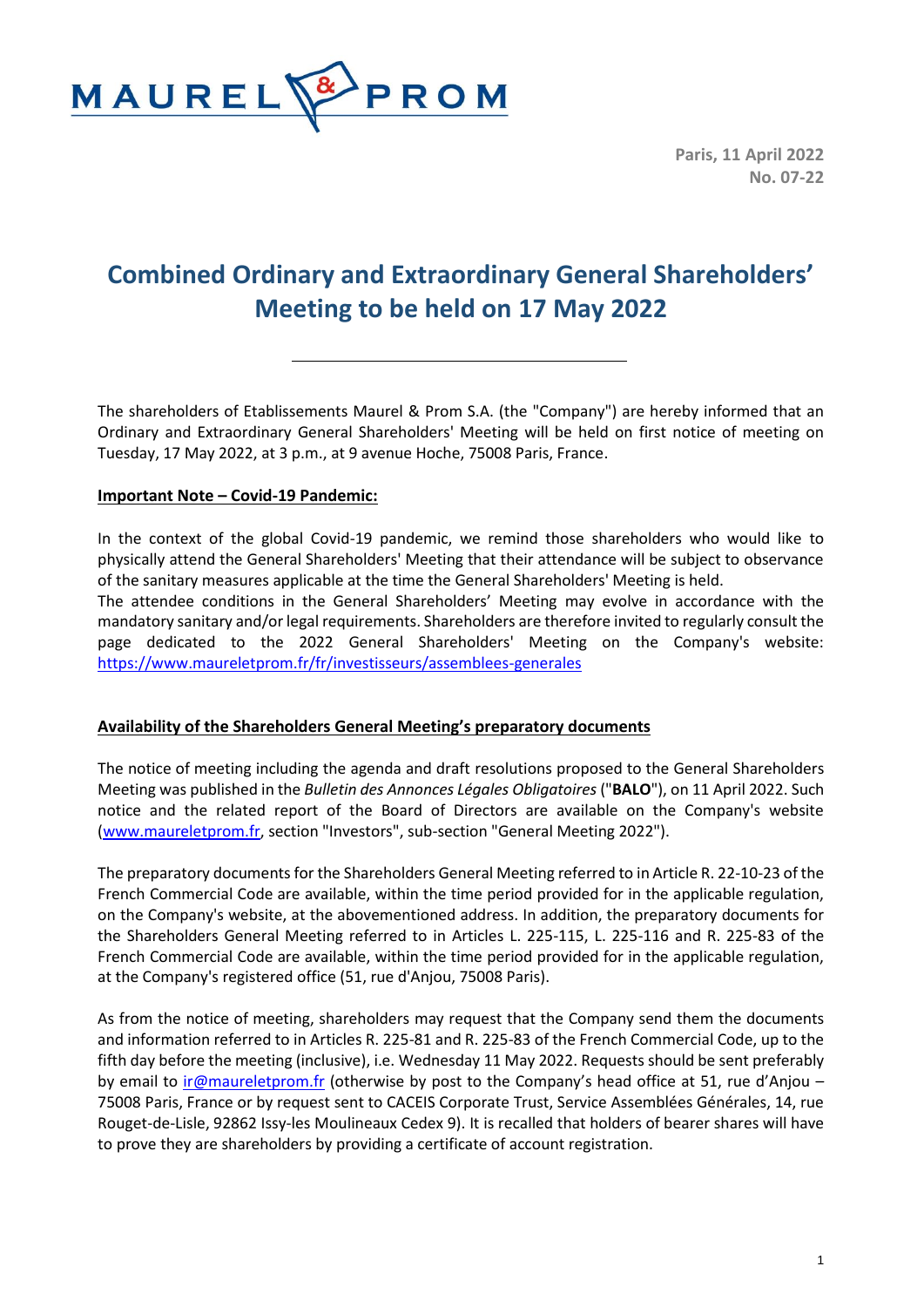MAUREL & PROM

Paris, 11 April 2022
No. 07-22

# Combined Ordinary and Extraordinary General Shareholders' Meeting to be held on 17 May 2022

The shareholders of Etablissements Maurel & Prom S.A. (the "Company") are hereby informed that an Ordinary and Extraordinary General Shareholders' Meeting will be held on first notice of meeting on Tuesday, 17 May 2022, at 3 p.m., at 9 avenue Hoche, 75008 Paris, France.

**Important Note – Covid-19 Pandemic:**

In the context of the global Covid-19 pandemic, we remind those shareholders who would like to physically attend the General Shareholders' Meeting that their attendance will be subject to observance of the sanitary measures applicable at the time the General Shareholders' Meeting is held.
The attendee conditions in the General Shareholders' Meeting may evolve in accordance with the mandatory sanitary and/or legal requirements. Shareholders are therefore invited to regularly consult the page dedicated to the 2022 General Shareholders' Meeting on the Company's website: https://www.maureletprom.fr/fr/investisseurs/assemblees-generales

**Availability of the Shareholders General Meeting's preparatory documents**

The notice of meeting including the agenda and draft resolutions proposed to the General Shareholders Meeting was published in the *Bulletin des Annonces Légales Obligatoires* ("**BALO**"), on 11 April 2022. Such notice and the related report of the Board of Directors are available on the Company's website (www.maureletprom.fr, section "Investors", sub-section "General Meeting 2022").

The preparatory documents for the Shareholders General Meeting referred to in Article R. 22-10-23 of the French Commercial Code are available, within the time period provided for in the applicable regulation, on the Company's website, at the abovementioned address. In addition, the preparatory documents for the Shareholders General Meeting referred to in Articles L. 225-115, L. 225-116 and R. 225-83 of the French Commercial Code are available, within the time period provided for in the applicable regulation, at the Company's registered office (51, rue d'Anjou, 75008 Paris).

As from the notice of meeting, shareholders may request that the Company send them the documents and information referred to in Articles R. 225-81 and R. 225-83 of the French Commercial Code, up to the fifth day before the meeting (inclusive), i.e. Wednesday 11 May 2022. Requests should be sent preferably by email to ir@maureletprom.fr (otherwise by post to the Company's head office at 51, rue d'Anjou – 75008 Paris, France or by request sent to CACEIS Corporate Trust, Service Assemblées Générales, 14, rue Rouget-de-Lisle, 92862 Issy-les Moulineaux Cedex 9). It is recalled that holders of bearer shares will have to prove they are shareholders by providing a certificate of account registration.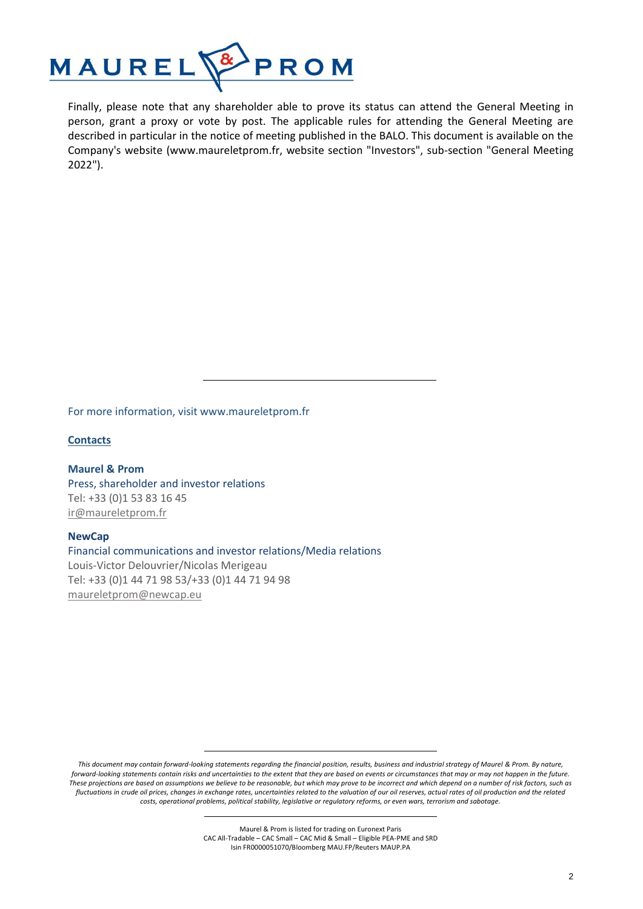Finally, please note that any shareholder able to prove its status can attend the General Meeting in person, grant a proxy or vote by post. The applicable rules for attending the General Meeting are described in particular in the notice of meeting published in the BALO. This document is available on the Company's website (www.maureletprom.fr, website section "Investors", sub-section "General Meeting 2022").

---

For more information, visit www.maureletprom.fr

**Contacts**

**Maurel & Prom**
Press, shareholder and investor relations
Tel: +33 (0)1 53 83 16 45
ir@maureletprom.fr

**NewCap**
Financial communications and investor relations/Media relations
Louis-Victor Delouvrier/Nicolas Merigeau
Tel: +33 (0)1 44 71 98 53/+33 (0)1 44 71 94 98
maureletprom@newcap.eu

---

*This document may contain forward-looking statements regarding the financial position, results, business and industrial strategy of Maurel & Prom. By nature, forward-looking statements contain risks and uncertainties to the extent that they are based on events or circumstances that may or may not happen in the future. These projections are based on assumptions we believe to be reasonable, but which may prove to be incorrect and which depend on a number of risk factors, such as fluctuations in crude oil prices, changes in exchange rates, uncertainties related to the valuation of our oil reserves, actual rates of oil production and the related costs, operational problems, political stability, legislative or regulatory reforms, or even wars, terrorism and sabotage.*

---

Maurel & Prom is listed for trading on Euronext Paris
CAC All-Tradable – CAC Small – CAC Mid & Small – Eligible PEA-PME and SRD
Isin FR0000051070/Bloomberg MAU.FP/Reuters MAUP.PA